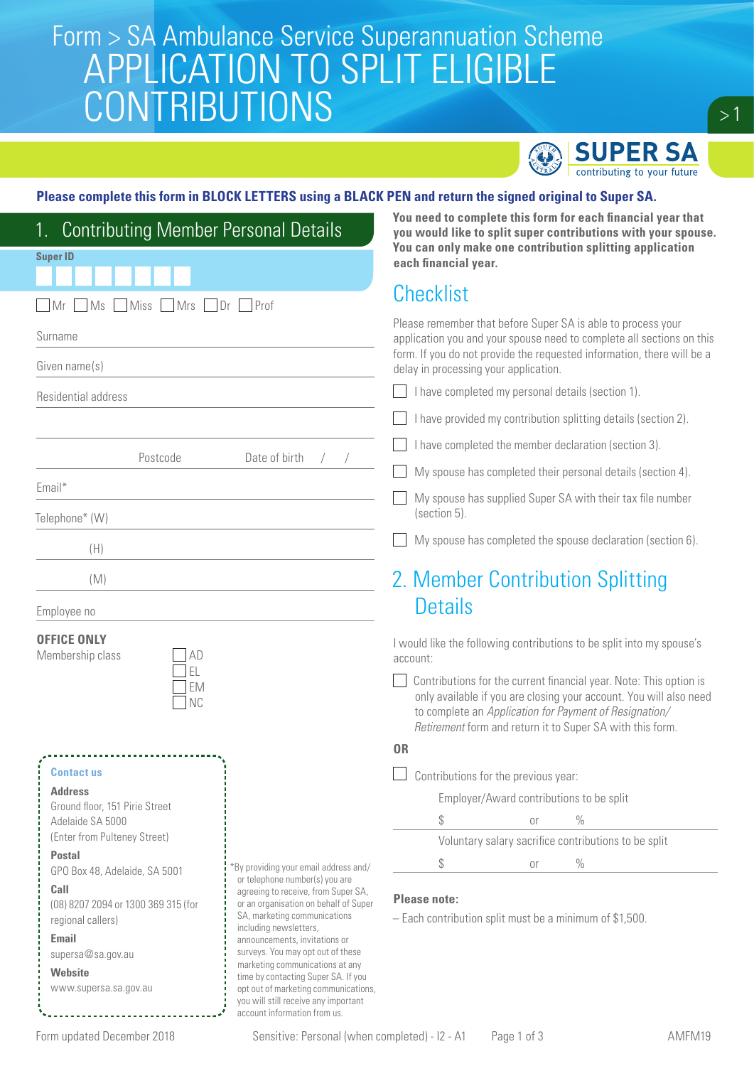# Form > SA Ambulance Service Superannuation Scheme

# APPLICATION TO SPLIT ELIGIBLE CONTRIBUTIONS

SUPER SA
contributing to your future

**Please complete this form in BLOCK LETTERS using a BLACK PEN and return the signed original to Super SA.**

## 1. Contributing Member Personal Details

**Super ID**

☐ Mr ☐ Ms ☐ Miss ☐ Mrs ☐ Dr ☐ Prof

Surname

Given name(s)

Residential address

Postcode Date of birth / /

Email*

Telephone* (W)

(H)

(M)

Employee no

**OFFICE ONLY**

Membership class
☐ AD
☐ EL
☐ EM
☐ NC

**You need to complete this form for each financial year that you would like to split super contributions with your spouse. You can only make one contribution splitting application each financial year.**

## Checklist

Please remember that before Super SA is able to process your application you and your spouse need to complete all sections on this form. If you do not provide the requested information, there will be a delay in processing your application.

☐ I have completed my personal details (section 1).

☐ I have provided my contribution splitting details (section 2).

☐ I have completed the member declaration (section 3).

☐ My spouse has completed their personal details (section 4).

☐ My spouse has supplied Super SA with their tax file number (section 5).

☐ My spouse has completed the spouse declaration (section 6).

## 2. Member Contribution Splitting Details

I would like the following contributions to be split into my spouse's account:

☐ Contributions for the current financial year. Note: This option is only available if you are closing your account. You will also need to complete an *Application for Payment of Resignation/ Retirement* form and return it to Super SA with this form.

**OR**

☐ Contributions for the previous year:

Employer/Award contributions to be split

$ or %

Voluntary salary sacrifice contributions to be split

$ or %

**Please note:**

– Each contribution split must be a minimum of $1,500.

**Contact us**

**Address**
Ground floor, 151 Pirie Street
Adelaide SA 5000
(Enter from Pulteney Street)

**Postal**
GPO Box 48, Adelaide, SA 5001

**Call**
(08) 8207 2094 or 1300 369 315 (for regional callers)

**Email**
supersa@sa.gov.au

**Website**
www.supersa.sa.gov.au

*By providing your email address and/or telephone number(s) you are agreeing to receive, from Super SA, or an organisation on behalf of Super SA, marketing communications including newsletters, announcements, invitations or surveys. You may opt out of these marketing communications at any time by contacting Super SA. If you opt out of marketing communications, you will still receive any important account information from us.

Form updated December 2018 Sensitive: Personal (when completed) - I2 - A1 AMFM19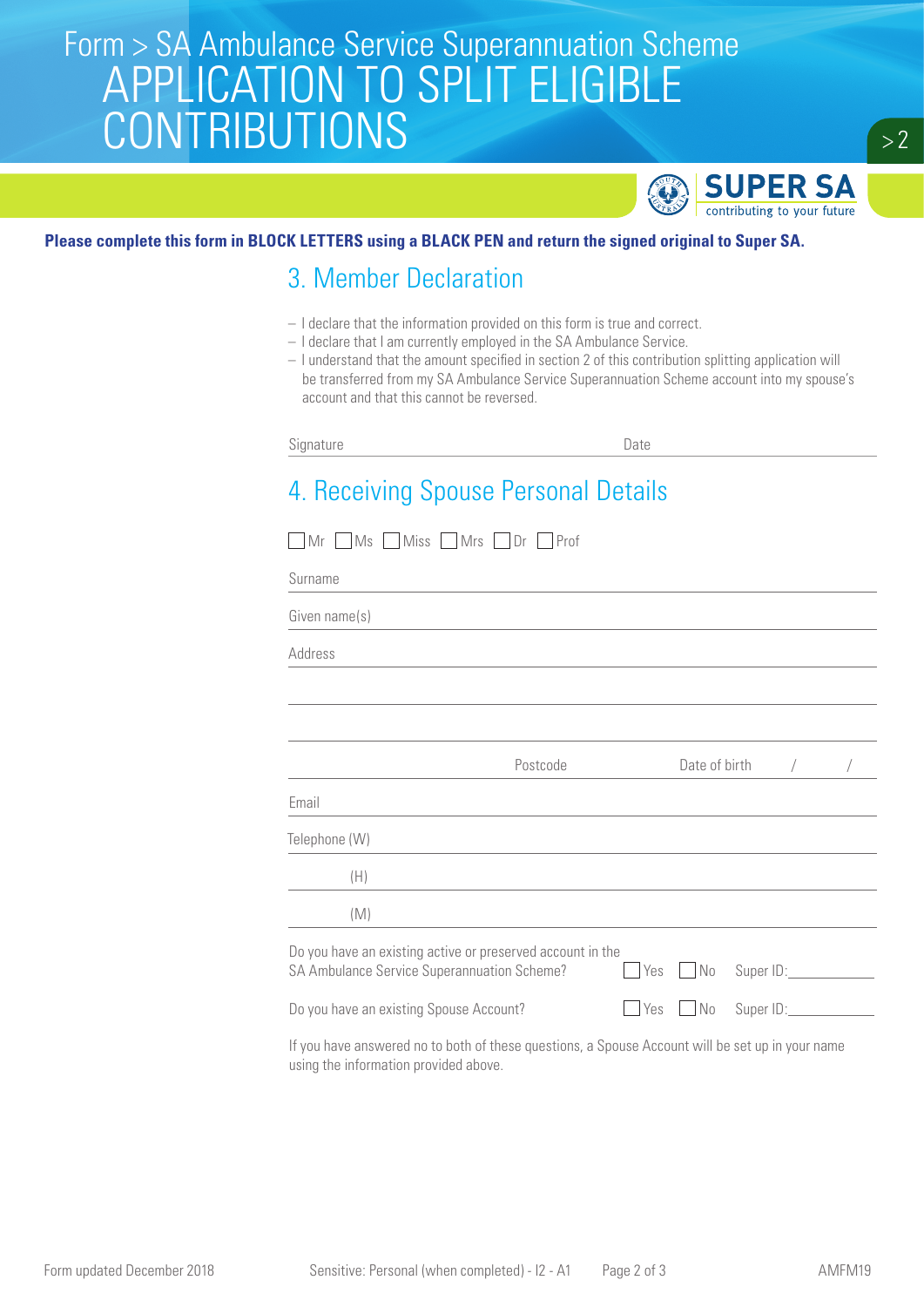# Form > SA Ambulance Service Superannuation Scheme

# APPLICATION TO SPLIT ELIGIBLE CONTRIBUTIONS

**SUPER SA** contributing to your future

**Please complete this form in BLOCK LETTERS using a BLACK PEN and return the signed original to Super SA.**

## 3. Member Declaration

- I declare that the information provided on this form is true and correct.
- I declare that I am currently employed in the SA Ambulance Service.
- I understand that the amount specified in section 2 of this contribution splitting application will be transferred from my SA Ambulance Service Superannuation Scheme account into my spouse's account and that this cannot be reversed.

Signature ____________________ Date ____________________

## 4. Receiving Spouse Personal Details

☐ Mr ☐ Ms ☐ Miss ☐ Mrs ☐ Dr ☐ Prof

Surname ____________________

Given name(s) ____________________

Address ____________________

____________________

____________________

Postcode ____________________ Date of birth ____ / ____ / ____

Email ____________________

Telephone (W) ____________________

(H) ____________________

(M) ____________________

Do you have an existing active or preserved account in the SA Ambulance Service Superannuation Scheme? ☐ Yes ☐ No Super ID: ____________

Do you have an existing Spouse Account? ☐ Yes ☐ No Super ID: ____________

If you have answered no to both of these questions, a Spouse Account will be set up in your name using the information provided above.

Sensitive: Personal (when completed) - I2 - A1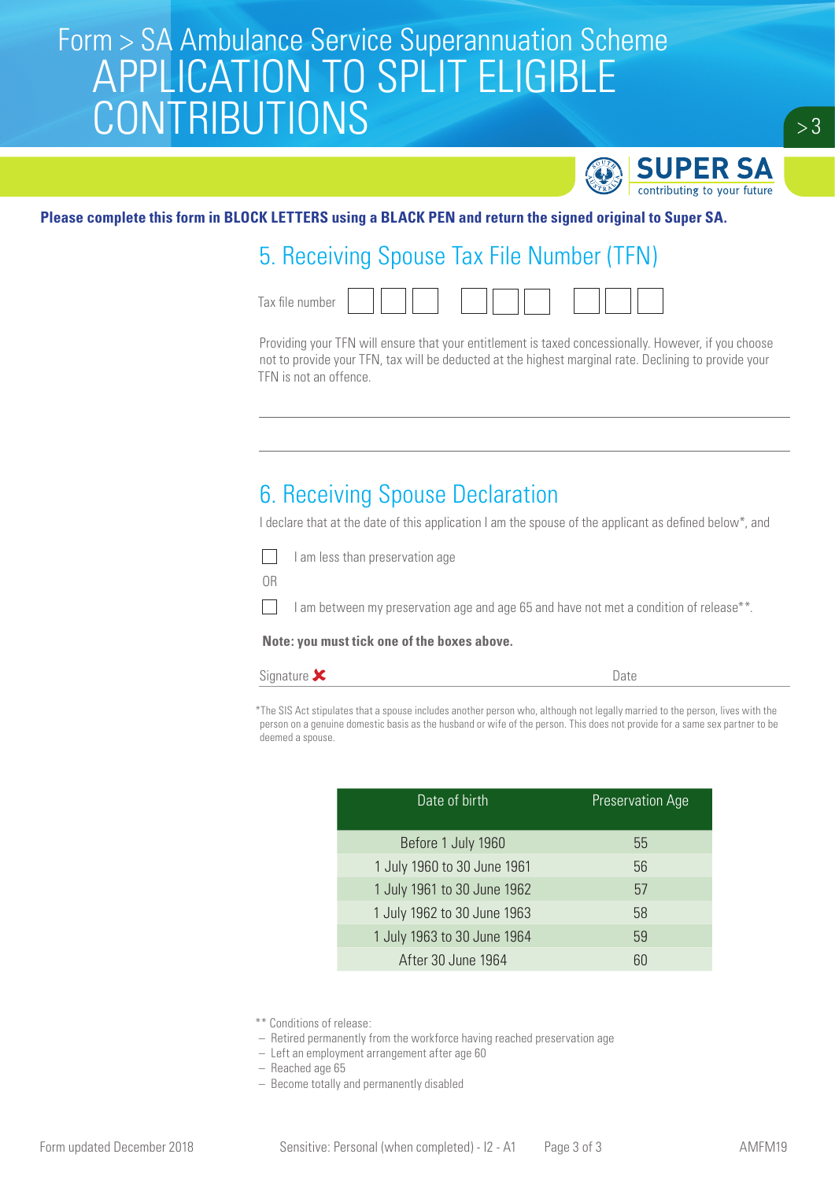# Form > SA Ambulance Service Superannuation Scheme
# APPLICATION TO SPLIT ELIGIBLE CONTRIBUTIONS

SUPER SA
contributing to your future

**Please complete this form in BLOCK LETTERS using a BLACK PEN and return the signed original to Super SA.**

## 5. Receiving Spouse Tax File Number (TFN)

Tax file number ☐☐☐ ☐☐☐ ☐☐☐

Providing your TFN will ensure that your entitlement is taxed concessionally. However, if you choose not to provide your TFN, tax will be deducted at the highest marginal rate. Declining to provide your TFN is not an offence.

## 6. Receiving Spouse Declaration

I declare that at the date of this application I am the spouse of the applicant as defined below*, and

☐ I am less than preservation age

OR

☐ I am between my preservation age and age 65 and have not met a condition of release**.

**Note: you must tick one of the boxes above.**

Signature ✘ Date

*The SIS Act stipulates that a spouse includes another person who, although not legally married to the person, lives with the person on a genuine domestic basis as the husband or wife of the person. This does not provide for a same sex partner to be deemed a spouse.

| Date of birth | Preservation Age |
| --- | --- |
| Before 1 July 1960 | 55 |
| 1 July 1960 to 30 June 1961 | 56 |
| 1 July 1961 to 30 June 1962 | 57 |
| 1 July 1962 to 30 June 1963 | 58 |
| 1 July 1963 to 30 June 1964 | 59 |
| After 30 June 1964 | 60 |

** Conditions of release:

- Retired permanently from the workforce having reached preservation age
- Left an employment arrangement after age 60
- Reached age 65
- Become totally and permanently disabled

Form updated December 2018 Sensitive: Personal (when completed) - I2 - A1 AMFM19